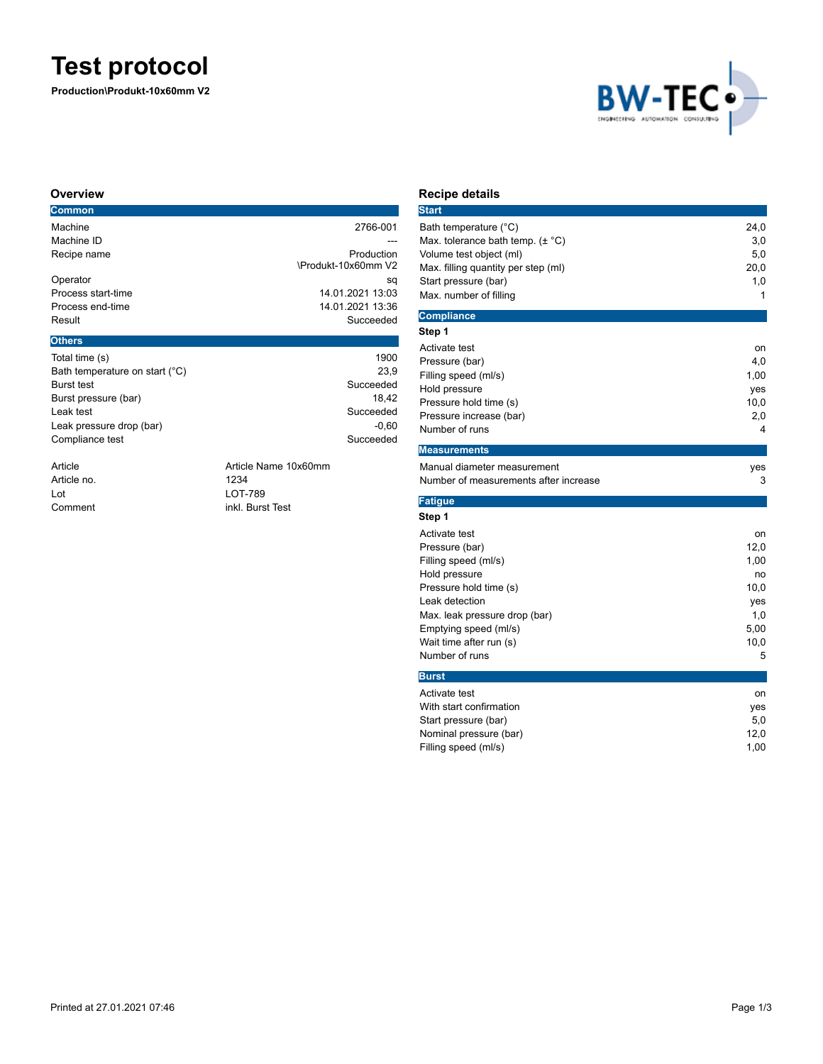# Test protocol

**Production\Produkt-10x60mm V2**

## Overview

### Common

| | |
|---|---|
| Machine | 2766-001 |
| Machine ID | --- |
| Recipe name | Production \Produkt-10x60mm V2 |
| Operator | sq |
| Process start-time | 14.01.2021 13:03 |
| Process end-time | 14.01.2021 13:36 |
| Result | Succeeded |

### Others

| | |
|---|---|
| Total time (s) | 1900 |
| Bath temperature on start (°C) | 23,9 |
| Burst test | Succeeded |
| Burst pressure (bar) | 18,42 |
| Leak test | Succeeded |
| Leak pressure drop (bar) | -0,60 |
| Compliance test | Succeeded |

| | |
|---|---|
| Article | Article Name 10x60mm |
| Article no. | 1234 |
| Lot | LOT-789 |
| Comment | inkl. Burst Test |

## Recipe details

### Start

| | |
|---|---|
| Bath temperature (°C) | 24,0 |
| Max. tolerance bath temp. (± °C) | 3,0 |
| Volume test object (ml) | 5,0 |
| Max. filling quantity per step (ml) | 20,0 |
| Start pressure (bar) | 1,0 |
| Max. number of filling | 1 |

### Compliance

**Step 1**

| | |
|---|---|
| Activate test | on |
| Pressure (bar) | 4,0 |
| Filling speed (ml/s) | 1,00 |
| Hold pressure | yes |
| Pressure hold time (s) | 10,0 |
| Pressure increase (bar) | 2,0 |
| Number of runs | 4 |

### Measurements

| | |
|---|---|
| Manual diameter measurement | yes |
| Number of measurements after increase | 3 |

### Fatigue

**Step 1**

| | |
|---|---|
| Activate test | on |
| Pressure (bar) | 12,0 |
| Filling speed (ml/s) | 1,00 |
| Hold pressure | no |
| Pressure hold time (s) | 10,0 |
| Leak detection | yes |
| Max. leak pressure drop (bar) | 1,0 |
| Emptying speed (ml/s) | 5,00 |
| Wait time after run (s) | 10,0 |
| Number of runs | 5 |

### Burst

| | |
|---|---|
| Activate test | on |
| With start confirmation | yes |
| Start pressure (bar) | 5,0 |
| Nominal pressure (bar) | 12,0 |
| Filling speed (ml/s) | 1,00 |

Printed at 27.01.2021 07:46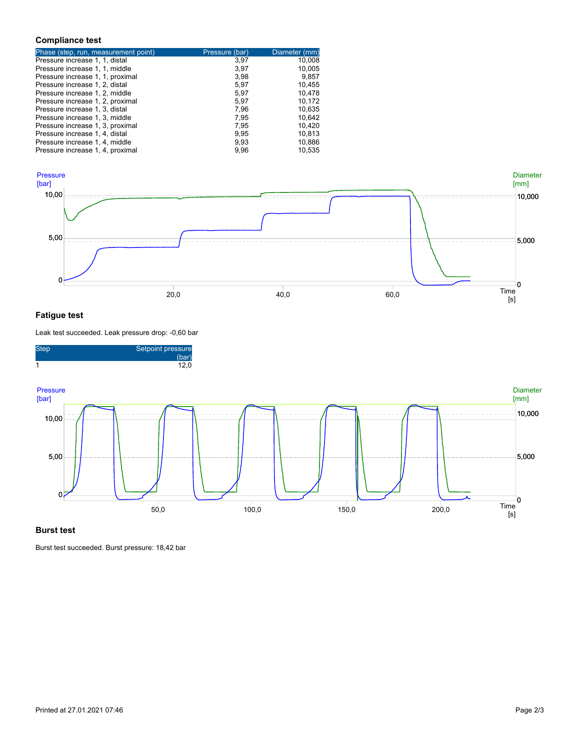## Compliance test

| Phase (step, run, measurement point) | Pressure (bar) | Diameter (mm) |
|---|---|---|
| Pressure increase 1, 1, distal | 3,97 | 10,008 |
| Pressure increase 1, 1, middle | 3,97 | 10,005 |
| Pressure increase 1, 1, proximal | 3,98 | 9,857 |
| Pressure increase 1, 2, distal | 5,97 | 10,455 |
| Pressure increase 1, 2, middle | 5,97 | 10,478 |
| Pressure increase 1, 2, proximal | 5,97 | 10,172 |
| Pressure increase 1, 3, distal | 7,96 | 10,635 |
| Pressure increase 1, 3, middle | 7,95 | 10,642 |
| Pressure increase 1, 3, proximal | 7,95 | 10,420 |
| Pressure increase 1, 4, distal | 9,95 | 10,813 |
| Pressure increase 1, 4, middle | 9,93 | 10,886 |
| Pressure increase 1, 4, proximal | 9,96 | 10,535 |

## Fatigue test

Leak test succeeded. Leak pressure drop: -0,60 bar

| Step | Setpoint pressure (bar) |
|---|---|
| 1 | 12,0 |

## Burst test

Burst test succeeded. Burst pressure: 18,42 bar

Printed at 27.01.2021 07:46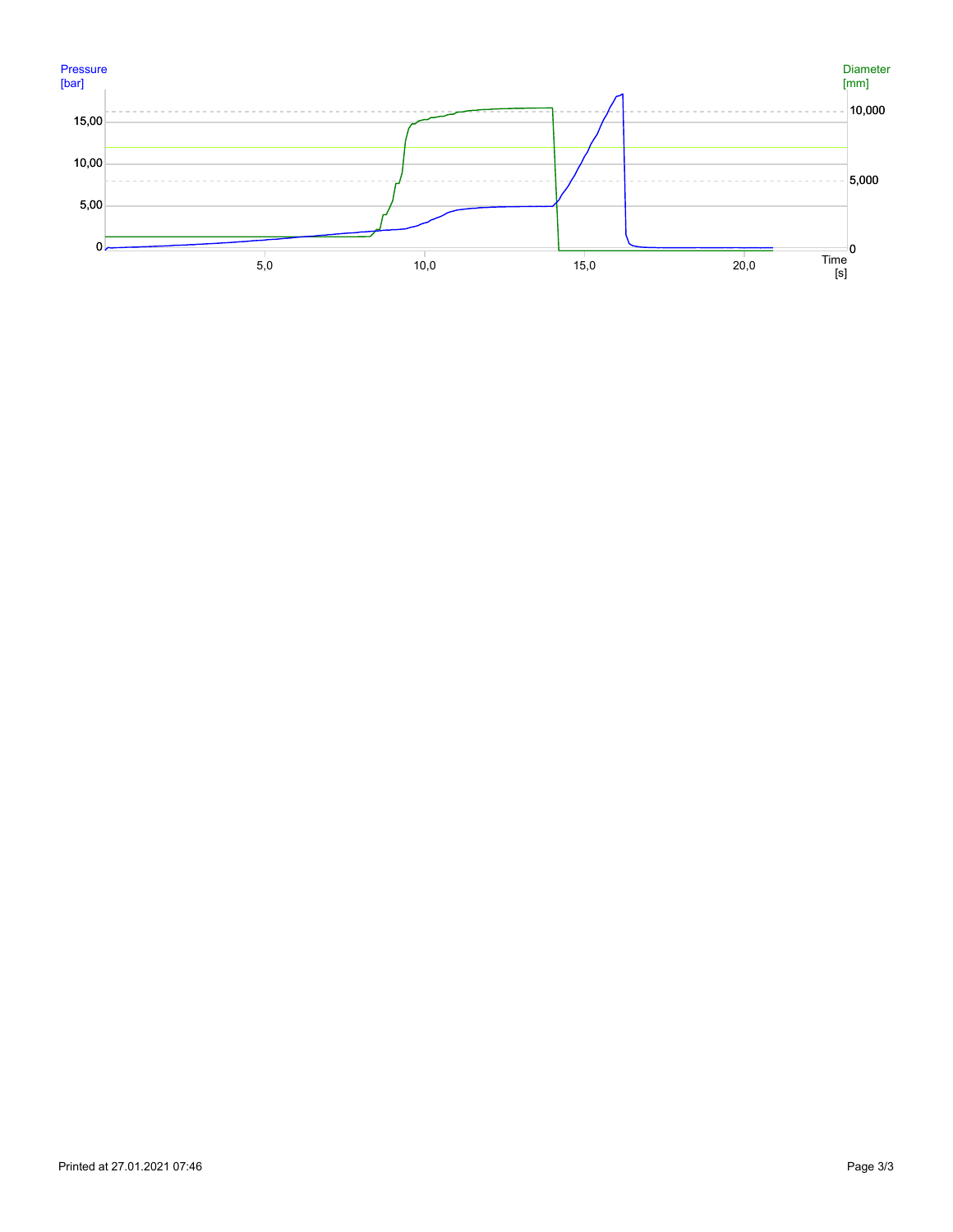Pressure
[bar]

Diameter
[mm]

15,00
10,00
5,00
0

10,000
5,000
0

5,0
10,0
15,0
20,0

Time
[s]

Printed at 27.01.2021 07:46